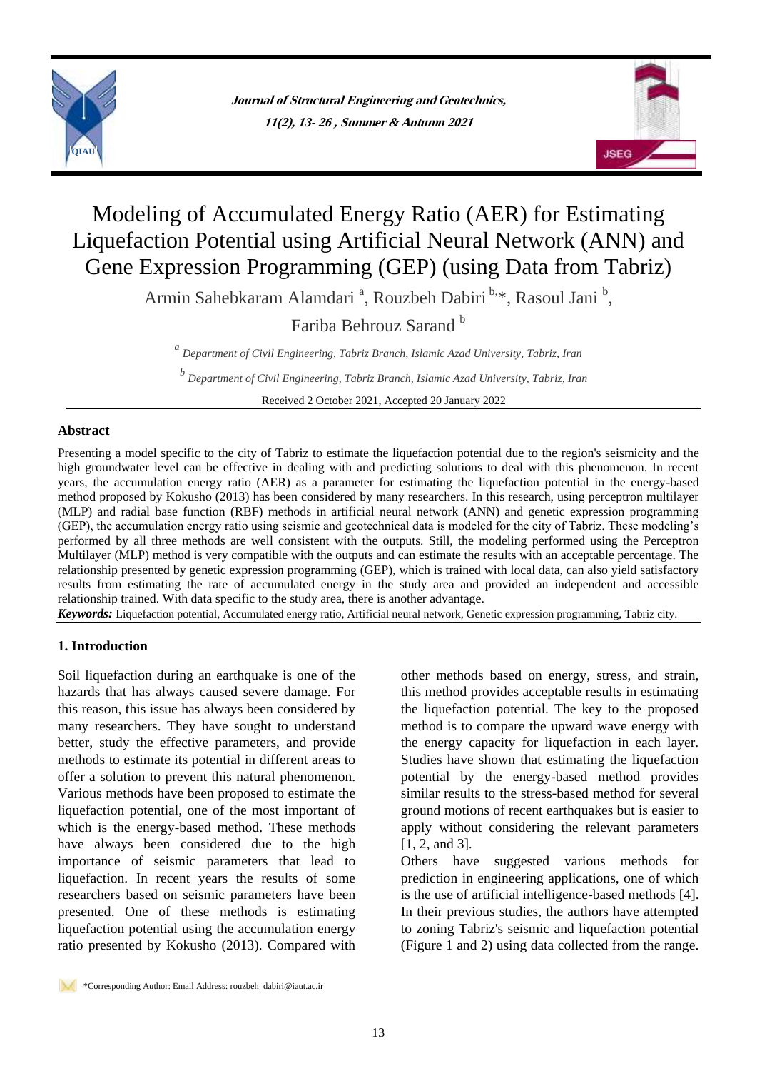# Modeling of Accumulated Energy Ratio (AER) for Estimating Liquefaction Potential using Artificial Neural Network (ANN) and Gene Expression Programming (GEP) (using Data from Tabriz)

Armin Sahebkaram Alamdari [a], Rouzbeh Dabiri [b,*], Rasoul Jani [b], Fariba Behrouz Sarand [b]

[a] Department of Civil Engineering, Tabriz Branch, Islamic Azad University, Tabriz, Iran

[b] Department of Civil Engineering, Tabriz Branch, Islamic Azad University, Tabriz, Iran

Received 2 October 2021, Accepted 20 January 2022

## Abstract

Presenting a model specific to the city of Tabriz to estimate the liquefaction potential due to the region's seismicity and the high groundwater level can be effective in dealing with and predicting solutions to deal with this phenomenon. In recent years, the accumulation energy ratio (AER) as a parameter for estimating the liquefaction potential in the energy-based method proposed by Kokusho (2013) has been considered by many researchers. In this research, using perceptron multilayer (MLP) and radial base function (RBF) methods in artificial neural network (ANN) and genetic expression programming (GEP), the accumulation energy ratio using seismic and geotechnical data is modeled for the city of Tabriz. These modeling's performed by all three methods are well consistent with the outputs. Still, the modeling performed using the Perceptron Multilayer (MLP) method is very compatible with the outputs and can estimate the results with an acceptable percentage. The relationship presented by genetic expression programming (GEP), which is trained with local data, can also yield satisfactory results from estimating the rate of accumulated energy in the study area and provided an independent and accessible relationship trained. With data specific to the study area, there is another advantage.

***Keywords:*** Liquefaction potential, Accumulated energy ratio, Artificial neural network, Genetic expression programming, Tabriz city.

## 1. Introduction

Soil liquefaction during an earthquake is one of the hazards that has always caused severe damage. For this reason, this issue has always been considered by many researchers. They have sought to understand better, study the effective parameters, and provide methods to estimate its potential in different areas to offer a solution to prevent this natural phenomenon. Various methods have been proposed to estimate the liquefaction potential, one of the most important of which is the energy-based method. These methods have always been considered due to the high importance of seismic parameters that lead to liquefaction. In recent years the results of some researchers based on seismic parameters have been presented. One of these methods is estimating liquefaction potential using the accumulation energy ratio presented by Kokusho (2013). Compared with other methods based on energy, stress, and strain, this method provides acceptable results in estimating the liquefaction potential. The key to the proposed method is to compare the upward wave energy with the energy capacity for liquefaction in each layer. Studies have shown that estimating the liquefaction potential by the energy-based method provides similar results to the stress-based method for several ground motions of recent earthquakes but is easier to apply without considering the relevant parameters [1, 2, and 3].

Others have suggested various methods for prediction in engineering applications, one of which is the use of artificial intelligence-based methods [4]. In their previous studies, the authors have attempted to zoning Tabriz's seismic and liquefaction potential (Figure 1 and 2) using data collected from the range.

*Corresponding Author: Email Address: rouzbeh_dabiri@iaut.ac.ir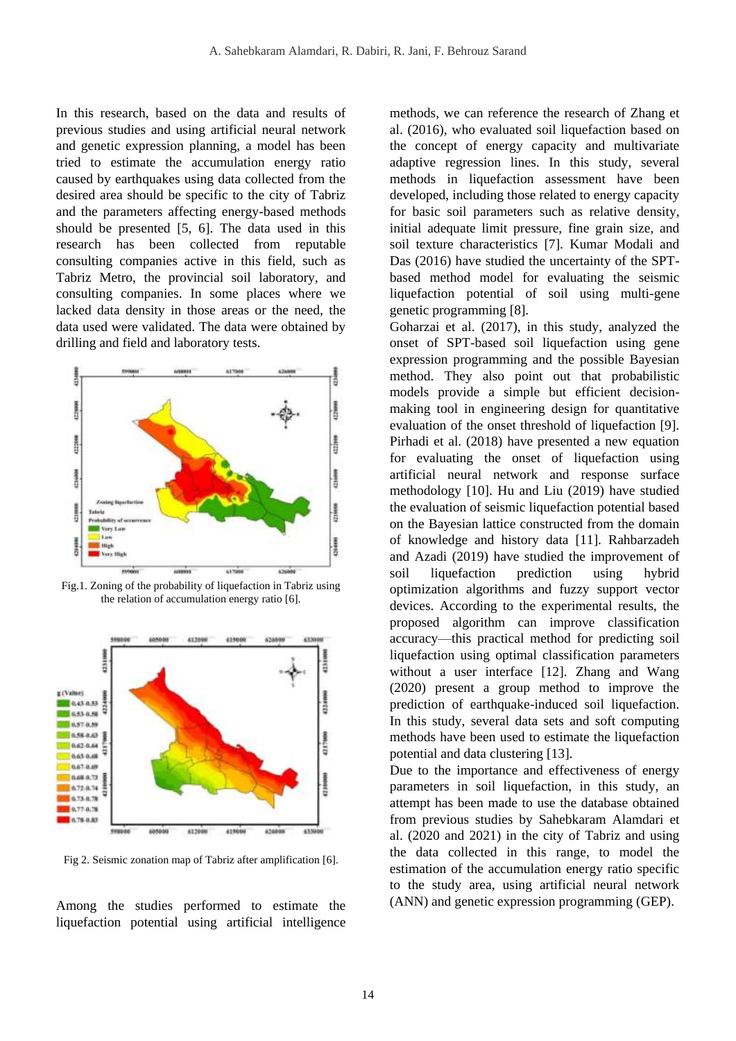In this research, based on the data and results of previous studies and using artificial neural network and genetic expression planning, a model has been tried to estimate the accumulation energy ratio caused by earthquakes using data collected from the desired area should be specific to the city of Tabriz and the parameters affecting energy-based methods should be presented [5, 6]. The data used in this research has been collected from reputable consulting companies active in this field, such as Tabriz Metro, the provincial soil laboratory, and consulting companies. In some places where we lacked data density in those areas or the need, the data used were validated. The data were obtained by drilling and field and laboratory tests.

Fig.1. Zoning of the probability of liquefaction in Tabriz using the relation of accumulation energy ratio [6].

Fig 2. Seismic zonation map of Tabriz after amplification [6].

Among the studies performed to estimate the liquefaction potential using artificial intelligence methods, we can reference the research of Zhang et al. (2016), who evaluated soil liquefaction based on the concept of energy capacity and multivariate adaptive regression lines. In this study, several methods in liquefaction assessment have been developed, including those related to energy capacity for basic soil parameters such as relative density, initial adequate limit pressure, fine grain size, and soil texture characteristics [7]. Kumar Modali and Das (2016) have studied the uncertainty of the SPT-based method model for evaluating the seismic liquefaction potential of soil using multi-gene genetic programming [8].

Goharzai et al. (2017), in this study, analyzed the onset of SPT-based soil liquefaction using gene expression programming and the possible Bayesian method. They also point out that probabilistic models provide a simple but efficient decision-making tool in engineering design for quantitative evaluation of the onset threshold of liquefaction [9]. Pirhadi et al. (2018) have presented a new equation for evaluating the onset of liquefaction using artificial neural network and response surface methodology [10]. Hu and Liu (2019) have studied the evaluation of seismic liquefaction potential based on the Bayesian lattice constructed from the domain of knowledge and history data [11]. Rahbarzadeh and Azadi (2019) have studied the improvement of soil liquefaction prediction using hybrid optimization algorithms and fuzzy support vector devices. According to the experimental results, the proposed algorithm can improve classification accuracy—this practical method for predicting soil liquefaction using optimal classification parameters without a user interface [12]. Zhang and Wang (2020) present a group method to improve the prediction of earthquake-induced soil liquefaction. In this study, several data sets and soft computing methods have been used to estimate the liquefaction potential and data clustering [13].

Due to the importance and effectiveness of energy parameters in soil liquefaction, in this study, an attempt has been made to use the database obtained from previous studies by Sahebkaram Alamdari et al. (2020 and 2021) in the city of Tabriz and using the data collected in this range, to model the estimation of the accumulation energy ratio specific to the study area, using artificial neural network (ANN) and genetic expression programming (GEP).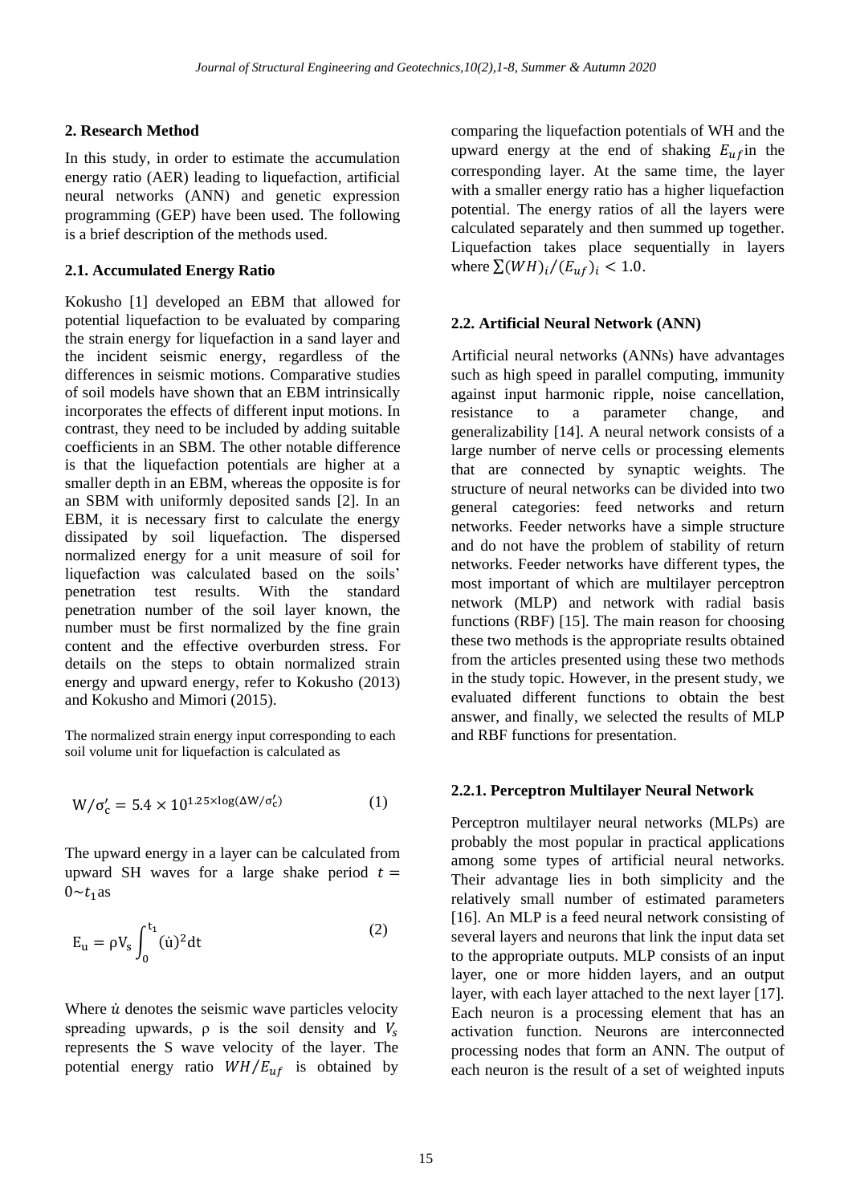## 2. Research Method

In this study, in order to estimate the accumulation energy ratio (AER) leading to liquefaction, artificial neural networks (ANN) and genetic expression programming (GEP) have been used. The following is a brief description of the methods used.

### 2.1. Accumulated Energy Ratio

Kokusho [1] developed an EBM that allowed for potential liquefaction to be evaluated by comparing the strain energy for liquefaction in a sand layer and the incident seismic energy, regardless of the differences in seismic motions. Comparative studies of soil models have shown that an EBM intrinsically incorporates the effects of different input motions. In contrast, they need to be included by adding suitable coefficients in an SBM. The other notable difference is that the liquefaction potentials are higher at a smaller depth in an EBM, whereas the opposite is for an SBM with uniformly deposited sands [2]. In an EBM, it is necessary first to calculate the energy dissipated by soil liquefaction. The dispersed normalized energy for a unit measure of soil for liquefaction was calculated based on the soils' penetration test results. With the standard penetration number of the soil layer known, the number must be first normalized by the fine grain content and the effective overburden stress. For details on the steps to obtain normalized strain energy and upward energy, refer to Kokusho (2013) and Kokusho and Mimori (2015).

The normalized strain energy input corresponding to each soil volume unit for liquefaction is calculated as

$$W/\sigma_c' = 5.4 \times 10^{1.25 \times \log(\Delta W/\sigma_c')} \qquad (1)$$

The upward energy in a layer can be calculated from upward SH waves for a large shake period $t = 0{\sim}t_1$ as

$$E_u = \rho V_s \int_0^{t_1} (\dot{u})^2 dt \qquad (2)$$

Where $\dot{u}$ denotes the seismic wave particles velocity spreading upwards, ρ is the soil density and $V_s$ represents the S wave velocity of the layer. The potential energy ratio $WH/E_{uf}$ is obtained by comparing the liquefaction potentials of WH and the upward energy at the end of shaking $E_{uf}$ in the corresponding layer. At the same time, the layer with a smaller energy ratio has a higher liquefaction potential. The energy ratios of all the layers were calculated separately and then summed up together. Liquefaction takes place sequentially in layers where $\sum(WH)_i/(E_{uf})_i < 1.0$.

### 2.2. Artificial Neural Network (ANN)

Artificial neural networks (ANNs) have advantages such as high speed in parallel computing, immunity against input harmonic ripple, noise cancellation, resistance to a parameter change, and generalizability [14]. A neural network consists of a large number of nerve cells or processing elements that are connected by synaptic weights. The structure of neural networks can be divided into two general categories: feed networks and return networks. Feeder networks have a simple structure and do not have the problem of stability of return networks. Feeder networks have different types, the most important of which are multilayer perceptron network (MLP) and network with radial basis functions (RBF) [15]. The main reason for choosing these two methods is the appropriate results obtained from the articles presented using these two methods in the study topic. However, in the present study, we evaluated different functions to obtain the best answer, and finally, we selected the results of MLP and RBF functions for presentation.

#### 2.2.1. Perceptron Multilayer Neural Network

Perceptron multilayer neural networks (MLPs) are probably the most popular in practical applications among some types of artificial neural networks. Their advantage lies in both simplicity and the relatively small number of estimated parameters [16]. An MLP is a feed neural network consisting of several layers and neurons that link the input data set to the appropriate outputs. MLP consists of an input layer, one or more hidden layers, and an output layer, with each layer attached to the next layer [17]. Each neuron is a processing element that has an activation function. Neurons are interconnected processing nodes that form an ANN. The output of each neuron is the result of a set of weighted inputs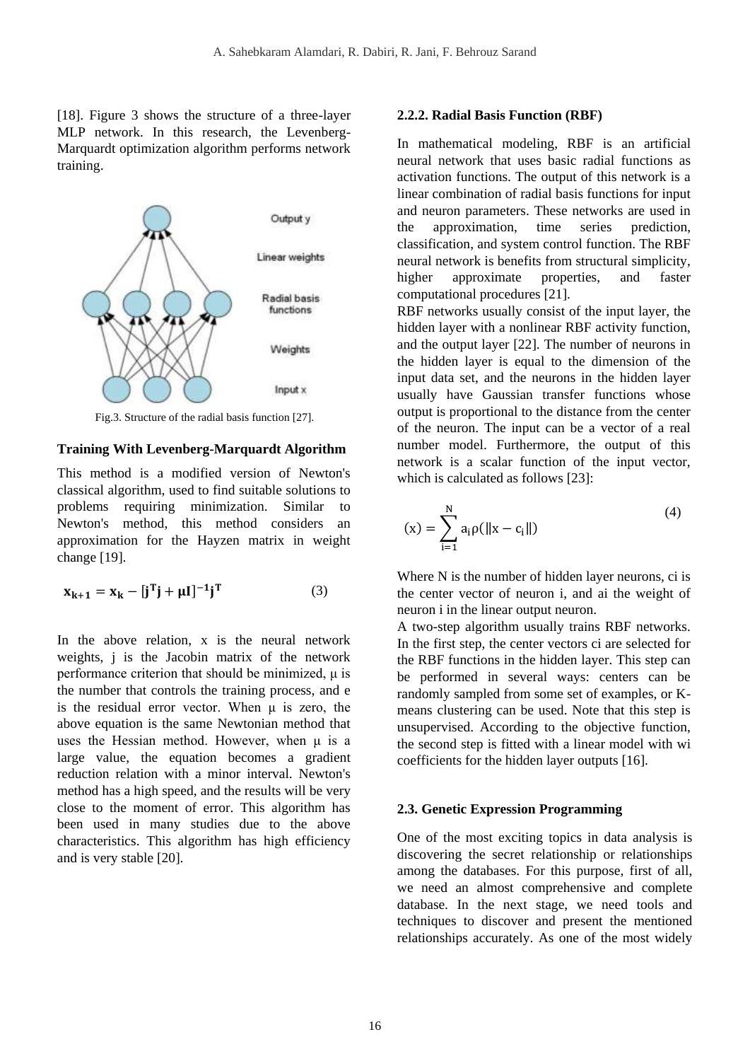[18]. Figure 3 shows the structure of a three-layer MLP network. In this research, the Levenberg-Marquardt optimization algorithm performs network training.

Fig.3. Structure of the radial basis function [27].

**Training With Levenberg-Marquardt Algorithm**

This method is a modified version of Newton's classical algorithm, used to find suitable solutions to problems requiring minimization. Similar to Newton's method, this method considers an approximation for the Hayzen matrix in weight change [19].

$$\mathbf{x_{k+1}} = \mathbf{x_k} - [\mathbf{j^T j} + \boldsymbol{\mu}\mathbf{I}]^{-1}\mathbf{j^T} \tag{3}$$

In the above relation, x is the neural network weights, j is the Jacobin matrix of the network performance criterion that should be minimized, μ is the number that controls the training process, and e is the residual error vector. When μ is zero, the above equation is the same Newtonian method that uses the Hessian method. However, when μ is a large value, the equation becomes a gradient reduction relation with a minor interval. Newton's method has a high speed, and the results will be very close to the moment of error. This algorithm has been used in many studies due to the above characteristics. This algorithm has high efficiency and is very stable [20].

#### 2.2.2. Radial Basis Function (RBF)

In mathematical modeling, RBF is an artificial neural network that uses basic radial functions as activation functions. The output of this network is a linear combination of radial basis functions for input and neuron parameters. These networks are used in the approximation, time series prediction, classification, and system control function. The RBF neural network is benefits from structural simplicity, higher approximate properties, and faster computational procedures [21].

RBF networks usually consist of the input layer, the hidden layer with a nonlinear RBF activity function, and the output layer [22]. The number of neurons in the hidden layer is equal to the dimension of the input data set, and the neurons in the hidden layer usually have Gaussian transfer functions whose output is proportional to the distance from the center of the neuron. The input can be a vector of a real number model. Furthermore, the output of this network is a scalar function of the input vector, which is calculated as follows [23]:

$$(x) = \sum_{i=1}^{N} a_i \rho(\|x - c_i\|) \tag{4}$$

Where N is the number of hidden layer neurons, ci is the center vector of neuron i, and ai the weight of neuron i in the linear output neuron.

A two-step algorithm usually trains RBF networks. In the first step, the center vectors ci are selected for the RBF functions in the hidden layer. This step can be performed in several ways: centers can be randomly sampled from some set of examples, or K-means clustering can be used. Note that this step is unsupervised. According to the objective function, the second step is fitted with a linear model with wi coefficients for the hidden layer outputs [16].

### 2.3. Genetic Expression Programming

One of the most exciting topics in data analysis is discovering the secret relationship or relationships among the databases. For this purpose, first of all, we need an almost comprehensive and complete database. In the next stage, we need tools and techniques to discover and present the mentioned relationships accurately. As one of the most widely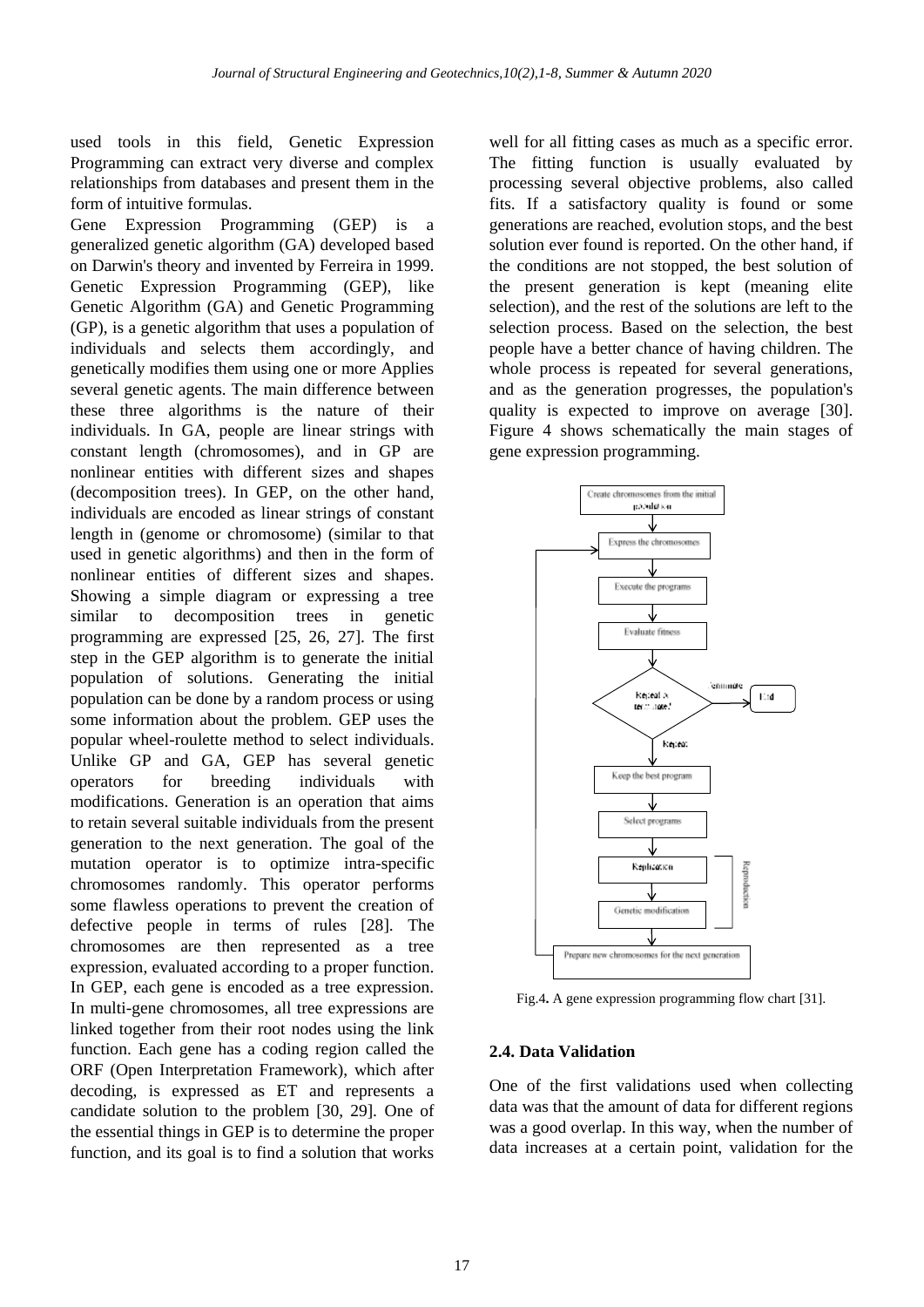used tools in this field, Genetic Expression Programming can extract very diverse and complex relationships from databases and present them in the form of intuitive formulas.

Gene Expression Programming (GEP) is a generalized genetic algorithm (GA) developed based on Darwin's theory and invented by Ferreira in 1999. Genetic Expression Programming (GEP), like Genetic Algorithm (GA) and Genetic Programming (GP), is a genetic algorithm that uses a population of individuals and selects them accordingly, and genetically modifies them using one or more Applies several genetic agents. The main difference between these three algorithms is the nature of their individuals. In GA, people are linear strings with constant length (chromosomes), and in GP are nonlinear entities with different sizes and shapes (decomposition trees). In GEP, on the other hand, individuals are encoded as linear strings of constant length in (genome or chromosome) (similar to that used in genetic algorithms) and then in the form of nonlinear entities of different sizes and shapes. Showing a simple diagram or expressing a tree similar to decomposition trees in genetic programming are expressed [25, 26, 27]. The first step in the GEP algorithm is to generate the initial population of solutions. Generating the initial population can be done by a random process or using some information about the problem. GEP uses the popular wheel-roulette method to select individuals. Unlike GP and GA, GEP has several genetic operators for breeding individuals with modifications. Generation is an operation that aims to retain several suitable individuals from the present generation to the next generation. The goal of the mutation operator is to optimize intra-specific chromosomes randomly. This operator performs some flawless operations to prevent the creation of defective people in terms of rules [28]. The chromosomes are then represented as a tree expression, evaluated according to a proper function. In GEP, each gene is encoded as a tree expression. In multi-gene chromosomes, all tree expressions are linked together from their root nodes using the link function. Each gene has a coding region called the ORF (Open Interpretation Framework), which after decoding, is expressed as ET and represents a candidate solution to the problem [30, 29]. One of the essential things in GEP is to determine the proper function, and its goal is to find a solution that works well for all fitting cases as much as a specific error. The fitting function is usually evaluated by processing several objective problems, also called fits. If a satisfactory quality is found or some generations are reached, evolution stops, and the best solution ever found is reported. On the other hand, if the conditions are not stopped, the best solution of the present generation is kept (meaning elite selection), and the rest of the solutions are left to the selection process. Based on the selection, the best people have a better chance of having children. The whole process is repeated for several generations, and as the generation progresses, the population's quality is expected to improve on average [30]. Figure 4 shows schematically the main stages of gene expression programming.

Fig.4. A gene expression programming flow chart [31].

### 2.4. Data Validation

One of the first validations used when collecting data was that the amount of data for different regions was a good overlap. In this way, when the number of data increases at a certain point, validation for the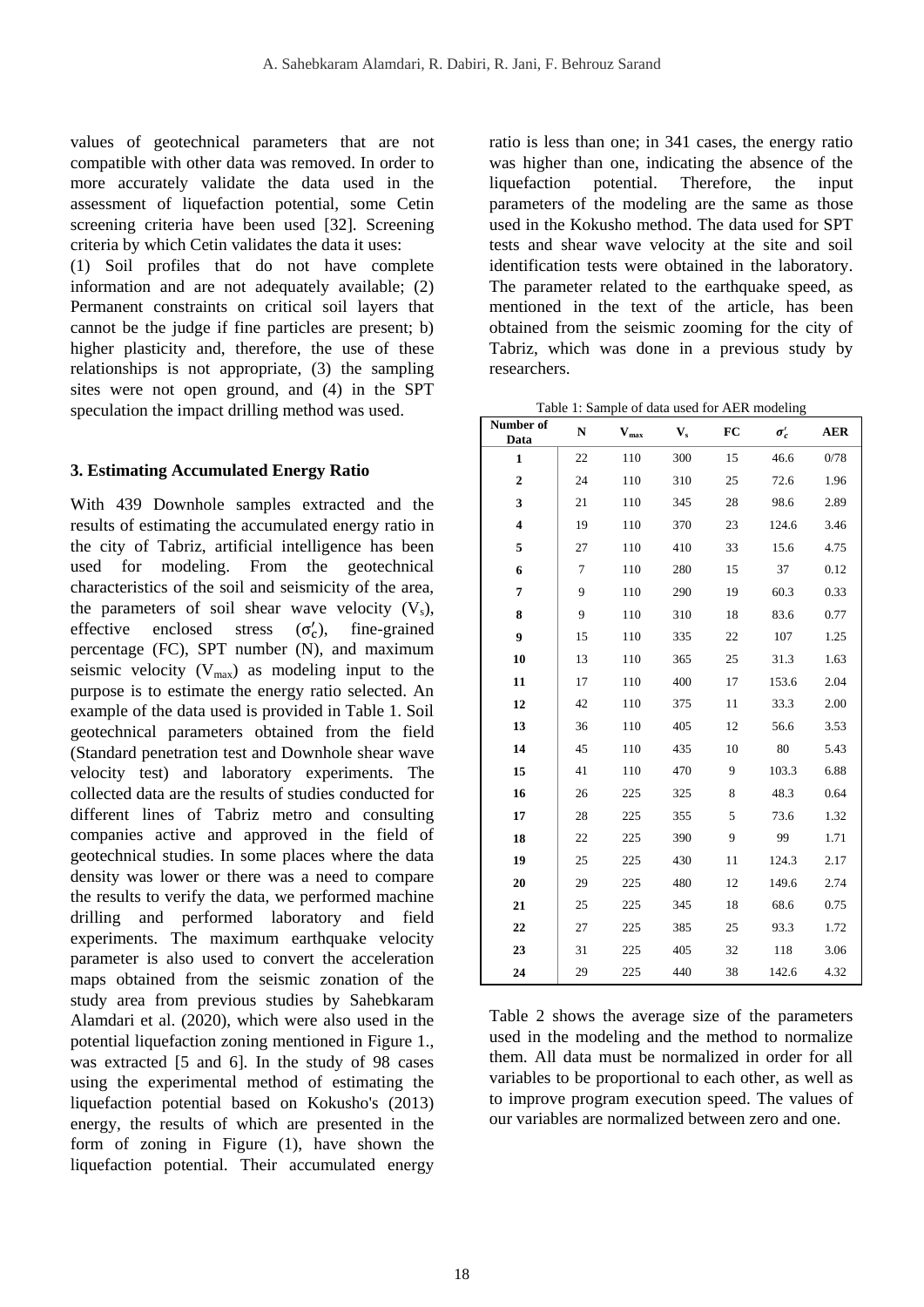values of geotechnical parameters that are not compatible with other data was removed. In order to more accurately validate the data used in the assessment of liquefaction potential, some Cetin screening criteria have been used [32]. Screening criteria by which Cetin validates the data it uses:

(1) Soil profiles that do not have complete information and are not adequately available; (2) Permanent constraints on critical soil layers that cannot be the judge if fine particles are present; b) higher plasticity and, therefore, the use of these relationships is not appropriate, (3) the sampling sites were not open ground, and (4) in the SPT speculation the impact drilling method was used.

## 3. Estimating Accumulated Energy Ratio

With 439 Downhole samples extracted and the results of estimating the accumulated energy ratio in the city of Tabriz, artificial intelligence has been used for modeling. From the geotechnical characteristics of the soil and seismicity of the area, the parameters of soil shear wave velocity ($V_s$), effective enclosed stress ($\sigma_c'$), fine-grained percentage (FC), SPT number (N), and maximum seismic velocity ($V_{max}$) as modeling input to the purpose is to estimate the energy ratio selected. An example of the data used is provided in Table 1. Soil geotechnical parameters obtained from the field (Standard penetration test and Downhole shear wave velocity test) and laboratory experiments. The collected data are the results of studies conducted for different lines of Tabriz metro and consulting companies active and approved in the field of geotechnical studies. In some places where the data density was lower or there was a need to compare the results to verify the data, we performed machine drilling and performed laboratory and field experiments. The maximum earthquake velocity parameter is also used to convert the acceleration maps obtained from the seismic zonation of the study area from previous studies by Sahebkaram Alamdari et al. (2020), which were also used in the potential liquefaction zoning mentioned in Figure 1., was extracted [5 and 6]. In the study of 98 cases using the experimental method of estimating the liquefaction potential based on Kokusho's (2013) energy, the results of which are presented in the form of zoning in Figure (1), have shown the liquefaction potential. Their accumulated energy ratio is less than one; in 341 cases, the energy ratio was higher than one, indicating the absence of the liquefaction potential. Therefore, the input parameters of the modeling are the same as those used in the Kokusho method. The data used for SPT tests and shear wave velocity at the site and soil identification tests were obtained in the laboratory. The parameter related to the earthquake speed, as mentioned in the text of the article, has been obtained from the seismic zooming for the city of Tabriz, which was done in a previous study by researchers.

Table 1: Sample of data used for AER modeling

| Number of Data | N | $V_{max}$ | $V_s$ | FC | $\sigma_c'$ | AER |
|---|---|---|---|---|---|---|
| 1 | 22 | 110 | 300 | 15 | 46.6 | 0/78 |
| 2 | 24 | 110 | 310 | 25 | 72.6 | 1.96 |
| 3 | 21 | 110 | 345 | 28 | 98.6 | 2.89 |
| 4 | 19 | 110 | 370 | 23 | 124.6 | 3.46 |
| 5 | 27 | 110 | 410 | 33 | 15.6 | 4.75 |
| 6 | 7 | 110 | 280 | 15 | 37 | 0.12 |
| 7 | 9 | 110 | 290 | 19 | 60.3 | 0.33 |
| 8 | 9 | 110 | 310 | 18 | 83.6 | 0.77 |
| 9 | 15 | 110 | 335 | 22 | 107 | 1.25 |
| 10 | 13 | 110 | 365 | 25 | 31.3 | 1.63 |
| 11 | 17 | 110 | 400 | 17 | 153.6 | 2.04 |
| 12 | 42 | 110 | 375 | 11 | 33.3 | 2.00 |
| 13 | 36 | 110 | 405 | 12 | 56.6 | 3.53 |
| 14 | 45 | 110 | 435 | 10 | 80 | 5.43 |
| 15 | 41 | 110 | 470 | 9 | 103.3 | 6.88 |
| 16 | 26 | 225 | 325 | 8 | 48.3 | 0.64 |
| 17 | 28 | 225 | 355 | 5 | 73.6 | 1.32 |
| 18 | 22 | 225 | 390 | 9 | 99 | 1.71 |
| 19 | 25 | 225 | 430 | 11 | 124.3 | 2.17 |
| 20 | 29 | 225 | 480 | 12 | 149.6 | 2.74 |
| 21 | 25 | 225 | 345 | 18 | 68.6 | 0.75 |
| 22 | 27 | 225 | 385 | 25 | 93.3 | 1.72 |
| 23 | 31 | 225 | 405 | 32 | 118 | 3.06 |
| 24 | 29 | 225 | 440 | 38 | 142.6 | 4.32 |

Table 2 shows the average size of the parameters used in the modeling and the method to normalize them. All data must be normalized in order for all variables to be proportional to each other, as well as to improve program execution speed. The values of our variables are normalized between zero and one.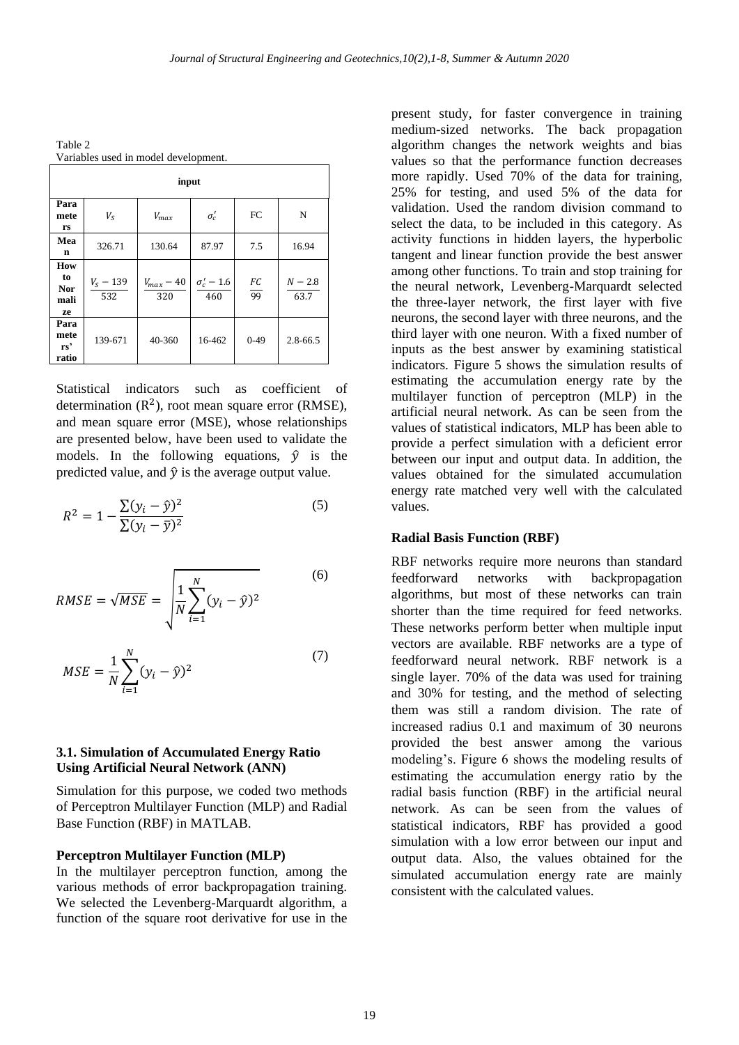Table 2
Variables used in model development.

| input | | | | | |
|---|---|---|---|---|---|
| Parameters | $V_S$ | $V_{max}$ | $\sigma_c'$ | FC | N |
| Mean | 326.71 | 130.64 | 87.97 | 7.5 | 16.94 |
| How to Normalize | $\frac{V_S - 139}{532}$ | $\frac{V_{max} - 40}{320}$ | $\frac{\sigma_c' - 1.6}{460}$ | $\frac{FC}{99}$ | $\frac{N - 2.8}{63.7}$ |
| Parameters' ratio | 139-671 | 40-360 | 16-462 | 0-49 | 2.8-66.5 |

Statistical indicators such as coefficient of determination ($R^2$), root mean square error (RMSE), and mean square error (MSE), whose relationships are presented below, have been used to validate the models. In the following equations, $\hat{y}$ is the predicted value, and $\hat{y}$ is the average output value.

$$R^2 = 1 - \frac{\sum(y_i - \hat{y})^2}{\sum(y_i - \bar{y})^2} \quad (5)$$

$$RMSE = \sqrt{MSE} = \sqrt{\frac{1}{N}\sum_{i=1}^{N}(y_i - \hat{y})^2} \quad (6)$$

$$MSE = \frac{1}{N}\sum_{i=1}^{N}(y_i - \hat{y})^2 \quad (7)$$

### 3.1. Simulation of Accumulated Energy Ratio Using Artificial Neural Network (ANN)

Simulation for this purpose, we coded two methods of Perceptron Multilayer Function (MLP) and Radial Base Function (RBF) in MATLAB.

**Perceptron Multilayer Function (MLP)**

In the multilayer perceptron function, among the various methods of error backpropagation training. We selected the Levenberg-Marquardt algorithm, a function of the square root derivative for use in the present study, for faster convergence in training medium-sized networks. The back propagation algorithm changes the network weights and bias values so that the performance function decreases more rapidly. Used 70% of the data for training, 25% for testing, and used 5% of the data for validation. Used the random division command to select the data, to be included in this category. As activity functions in hidden layers, the hyperbolic tangent and linear function provide the best answer among other functions. To train and stop training for the neural network, Levenberg-Marquardt selected the three-layer network, the first layer with five neurons, the second layer with three neurons, and the third layer with one neuron. With a fixed number of inputs as the best answer by examining statistical indicators. Figure 5 shows the simulation results of estimating the accumulation energy rate by the multilayer function of perceptron (MLP) in the artificial neural network. As can be seen from the values of statistical indicators, MLP has been able to provide a perfect simulation with a deficient error between our input and output data. In addition, the values obtained for the simulated accumulation energy rate matched very well with the calculated values.

**Radial Basis Function (RBF)**

RBF networks require more neurons than standard feedforward networks with backpropagation algorithms, but most of these networks can train shorter than the time required for feed networks. These networks perform better when multiple input vectors are available. RBF networks are a type of feedforward neural network. RBF network is a single layer. 70% of the data was used for training and 30% for testing, and the method of selecting them was still a random division. The rate of increased radius 0.1 and maximum of 30 neurons provided the best answer among the various modeling's. Figure 6 shows the modeling results of estimating the accumulation energy ratio by the radial basis function (RBF) in the artificial neural network. As can be seen from the values of statistical indicators, RBF has provided a good simulation with a low error between our input and output data. Also, the values obtained for the simulated accumulation energy rate are mainly consistent with the calculated values.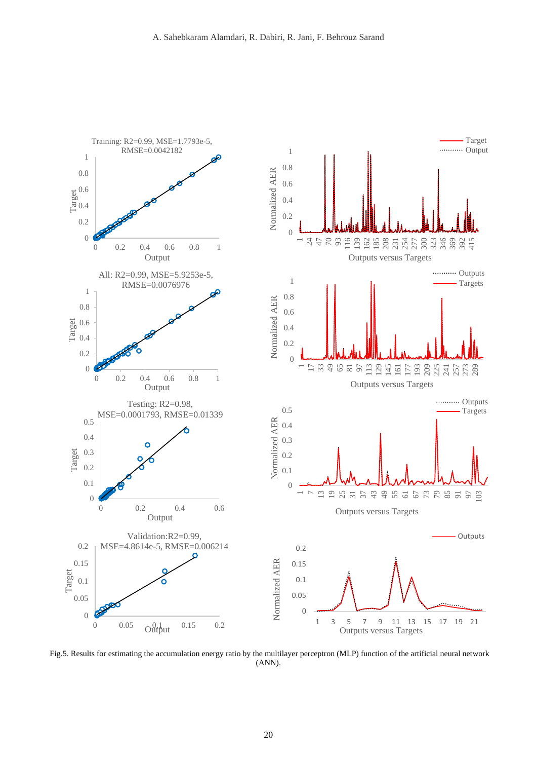Training: $R^2$=0.99, MSE=1.7793e-5, RMSE=0.0042182

All: $R^2$=0.99, MSE=5.9253e-5, RMSE=0.0076976

Testing: $R^2$=0.98, MSE=0.0001793, RMSE=0.01339

Validation: $R^2$=0.99, MSE=4.8614e-5, RMSE=0.006214

Fig.5. Results for estimating the accumulation energy ratio by the multilayer perceptron (MLP) function of the artificial neural network (ANN).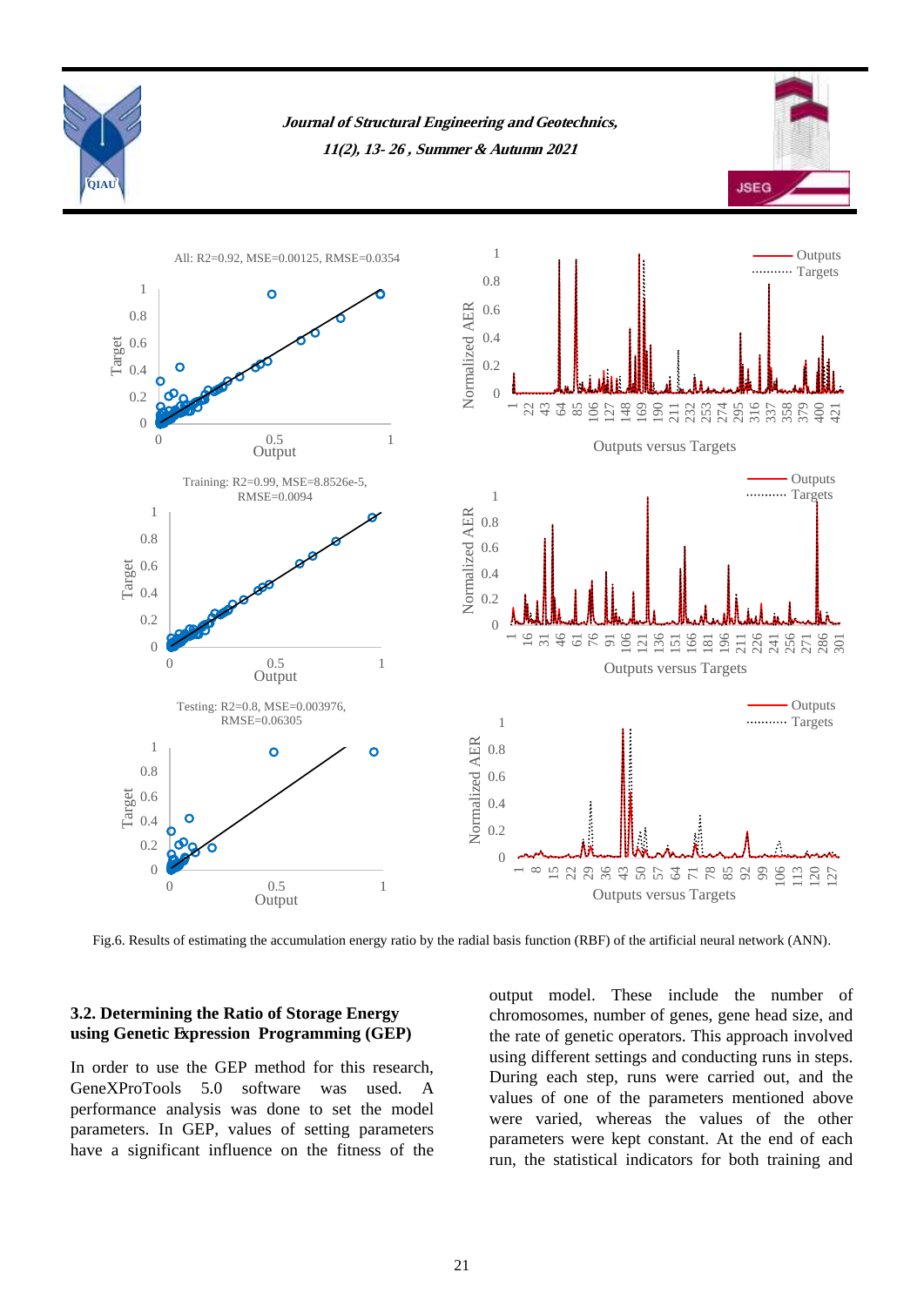Fig.6. Results of estimating the accumulation energy ratio by the radial basis function (RBF) of the artificial neural network (ANN).

### 3.2. Determining the Ratio of Storage Energy using Genetic Expression Programming (GEP)

In order to use the GEP method for this research, GeneXProTools 5.0 software was used. A performance analysis was done to set the model parameters. In GEP, values of setting parameters have a significant influence on the fitness of the output model. These include the number of chromosomes, number of genes, gene head size, and the rate of genetic operators. This approach involved using different settings and conducting runs in steps. During each step, runs were carried out, and the values of one of the parameters mentioned above were varied, whereas the values of the other parameters were kept constant. At the end of each run, the statistical indicators for both training and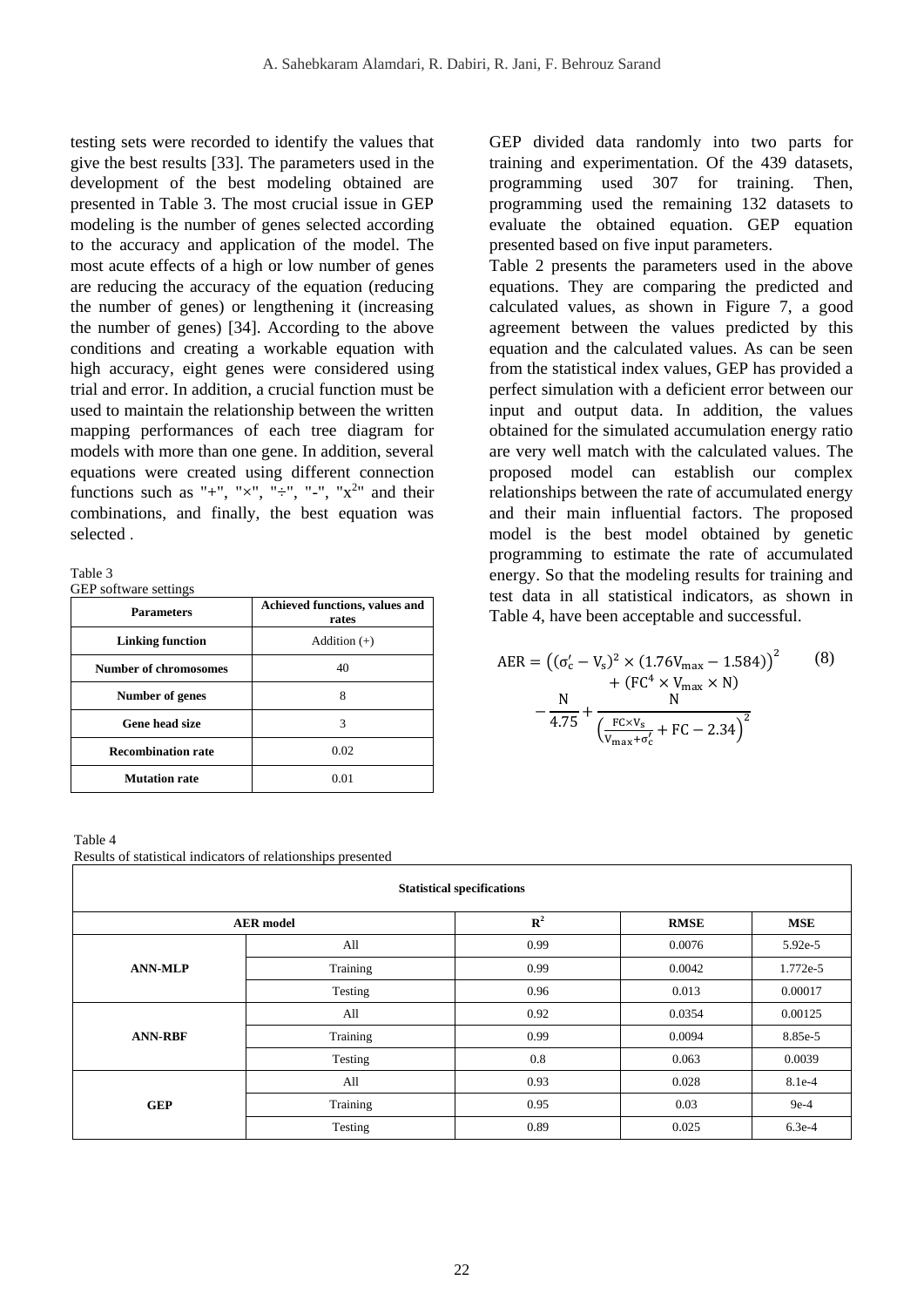testing sets were recorded to identify the values that give the best results [33]. The parameters used in the development of the best modeling obtained are presented in Table 3. The most crucial issue in GEP modeling is the number of genes selected according to the accuracy and application of the model. The most acute effects of a high or low number of genes are reducing the accuracy of the equation (reducing the number of genes) or lengthening it (increasing the number of genes) [34]. According to the above conditions and creating a workable equation with high accuracy, eight genes were considered using trial and error. In addition, a crucial function must be used to maintain the relationship between the written mapping performances of each tree diagram for models with more than one gene. In addition, several equations were created using different connection functions such as "+", "×", "÷", "-", "$x^2$" and their combinations, and finally, the best equation was selected .

Table 3
GEP software settings

| Parameters | Achieved functions, values and rates |
|---|---|
| Linking function | Addition (+) |
| Number of chromosomes | 40 |
| Number of genes | 8 |
| Gene head size | 3 |
| Recombination rate | 0.02 |
| Mutation rate | 0.01 |

GEP divided data randomly into two parts for training and experimentation. Of the 439 datasets, programming used 307 for training. Then, programming used the remaining 132 datasets to evaluate the obtained equation. GEP equation presented based on five input parameters.

Table 2 presents the parameters used in the above equations. They are comparing the predicted and calculated values, as shown in Figure 7, a good agreement between the values predicted by this equation and the calculated values. As can be seen from the statistical index values, GEP has provided a perfect simulation with a deficient error between our input and output data. In addition, the values obtained for the simulated accumulation energy ratio are very well match with the calculated values. The proposed model can establish our complex relationships between the rate of accumulated energy and their main influential factors. The proposed model is the best model obtained by genetic programming to estimate the rate of accumulated energy. So that the modeling results for training and test data in all statistical indicators, as shown in Table 4, have been acceptable and successful.

$$\mathrm{AER} = \left((\sigma_c' - V_s)^2 \times (1.76V_{max} - 1.584)\right)^2 + (FC^4 \times V_{max} \times N) - \frac{N}{4.75} + \frac{N}{\left(\frac{FC \times V_s}{V_{max} + \sigma_c'} + FC - 2.34\right)^2} \tag{8}$$

Table 4
Results of statistical indicators of relationships presented

| Statistical specifications | | | | |
|---|---|---|---|---|
| AER model | | $R^2$ | RMSE | MSE |
| ANN-MLP | All | 0.99 | 0.0076 | 5.92e-5 |
| | Training | 0.99 | 0.0042 | 1.772e-5 |
| | Testing | 0.96 | 0.013 | 0.00017 |
| ANN-RBF | All | 0.92 | 0.0354 | 0.00125 |
| | Training | 0.99 | 0.0094 | 8.85e-5 |
| | Testing | 0.8 | 0.063 | 0.0039 |
| GEP | All | 0.93 | 0.028 | 8.1e-4 |
| | Training | 0.95 | 0.03 | 9e-4 |
| | Testing | 0.89 | 0.025 | 6.3e-4 |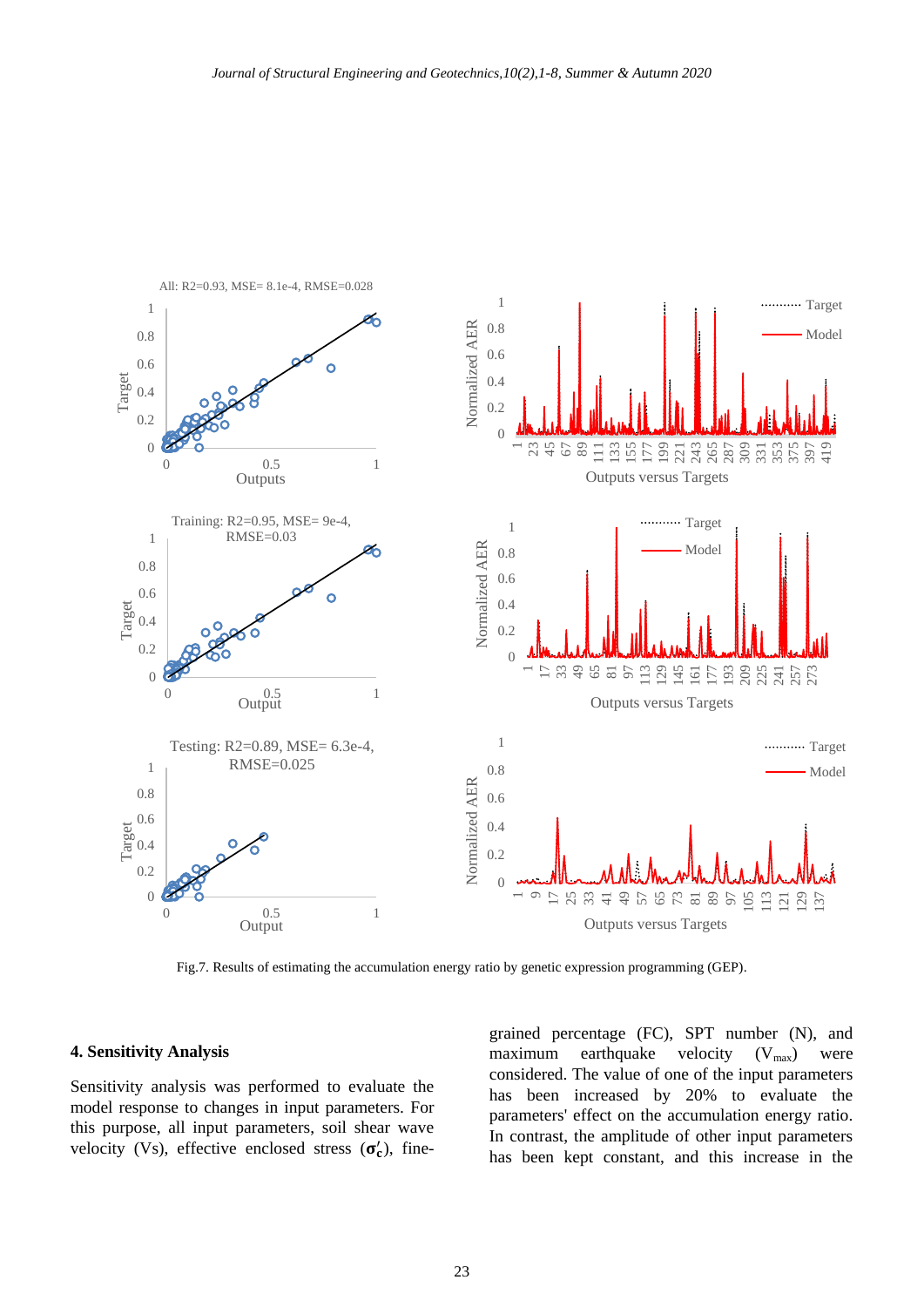Fig.7. Results of estimating the accumulation energy ratio by genetic expression programming (GEP).

## 4. Sensitivity Analysis

Sensitivity analysis was performed to evaluate the model response to changes in input parameters. For this purpose, all input parameters, soil shear wave velocity (Vs), effective enclosed stress ($\sigma'_c$), fine-grained percentage (FC), SPT number (N), and maximum earthquake velocity ($V_{max}$) were considered. The value of one of the input parameters has been increased by 20% to evaluate the parameters' effect on the accumulation energy ratio. In contrast, the amplitude of other input parameters has been kept constant, and this increase in the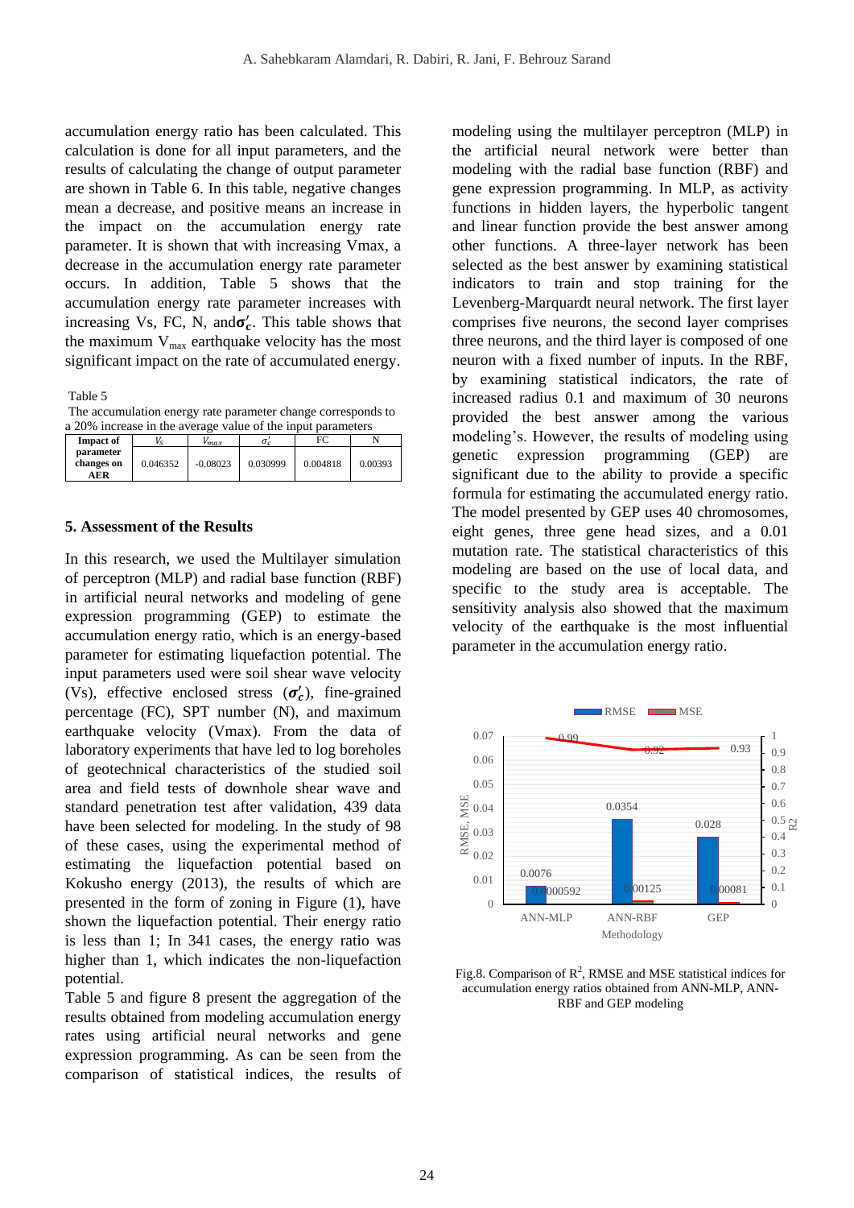accumulation energy ratio has been calculated. This calculation is done for all input parameters, and the results of calculating the change of output parameter are shown in Table 6. In this table, negative changes mean a decrease, and positive means an increase in the impact on the accumulation energy rate parameter. It is shown that with increasing Vmax, a decrease in the accumulation energy rate parameter occurs. In addition, Table 5 shows that the accumulation energy rate parameter increases with increasing Vs, FC, N, and $\sigma'_c$. This table shows that the maximum $V_{max}$ earthquake velocity has the most significant impact on the rate of accumulated energy.

Table 5

The accumulation energy rate parameter change corresponds to a 20% increase in the average value of the input parameters

| Impact of parameter changes on AER | $V_S$ | $V_{max}$ | $\sigma'_c$ | FC | N |
|---|---|---|---|---|---|
| | 0.046352 | -0.08023 | 0.030999 | 0.004818 | 0.00393 |

## 5. Assessment of the Results

In this research, we used the Multilayer simulation of perceptron (MLP) and radial base function (RBF) in artificial neural networks and modeling of gene expression programming (GEP) to estimate the accumulation energy ratio, which is an energy-based parameter for estimating liquefaction potential. The input parameters used were soil shear wave velocity (Vs), effective enclosed stress ($\sigma'_c$), fine-grained percentage (FC), SPT number (N), and maximum earthquake velocity (Vmax). From the data of laboratory experiments that have led to log boreholes of geotechnical characteristics of the studied soil area and field tests of downhole shear wave and standard penetration test after validation, 439 data have been selected for modeling. In the study of 98 of these cases, using the experimental method of estimating the liquefaction potential based on Kokusho energy (2013), the results of which are presented in the form of zoning in Figure (1), have shown the liquefaction potential. Their energy ratio is less than 1; In 341 cases, the energy ratio was higher than 1, which indicates the non-liquefaction potential.

Table 5 and figure 8 present the aggregation of the results obtained from modeling accumulation energy rates using artificial neural networks and gene expression programming. As can be seen from the comparison of statistical indices, the results of modeling using the multilayer perceptron (MLP) in the artificial neural network were better than modeling with the radial base function (RBF) and gene expression programming. In MLP, as activity functions in hidden layers, the hyperbolic tangent and linear function provide the best answer among other functions. A three-layer network has been selected as the best answer by examining statistical indicators to train and stop training for the Levenberg-Marquardt neural network. The first layer comprises five neurons, the second layer comprises three neurons, and the third layer is composed of one neuron with a fixed number of inputs. In the RBF, by examining statistical indicators, the rate of increased radius 0.1 and maximum of 30 neurons provided the best answer among the various modeling's. However, the results of modeling using genetic expression programming (GEP) are significant due to the ability to provide a specific formula for estimating the accumulated energy ratio. The model presented by GEP uses 40 chromosomes, eight genes, three gene head sizes, and a 0.01 mutation rate. The statistical characteristics of this modeling are based on the use of local data, and specific to the study area is acceptable. The sensitivity analysis also showed that the maximum velocity of the earthquake is the most influential parameter in the accumulation energy ratio.

Fig.8. Comparison of $R^2$, RMSE and MSE statistical indices for accumulation energy ratios obtained from ANN-MLP, ANN-RBF and GEP modeling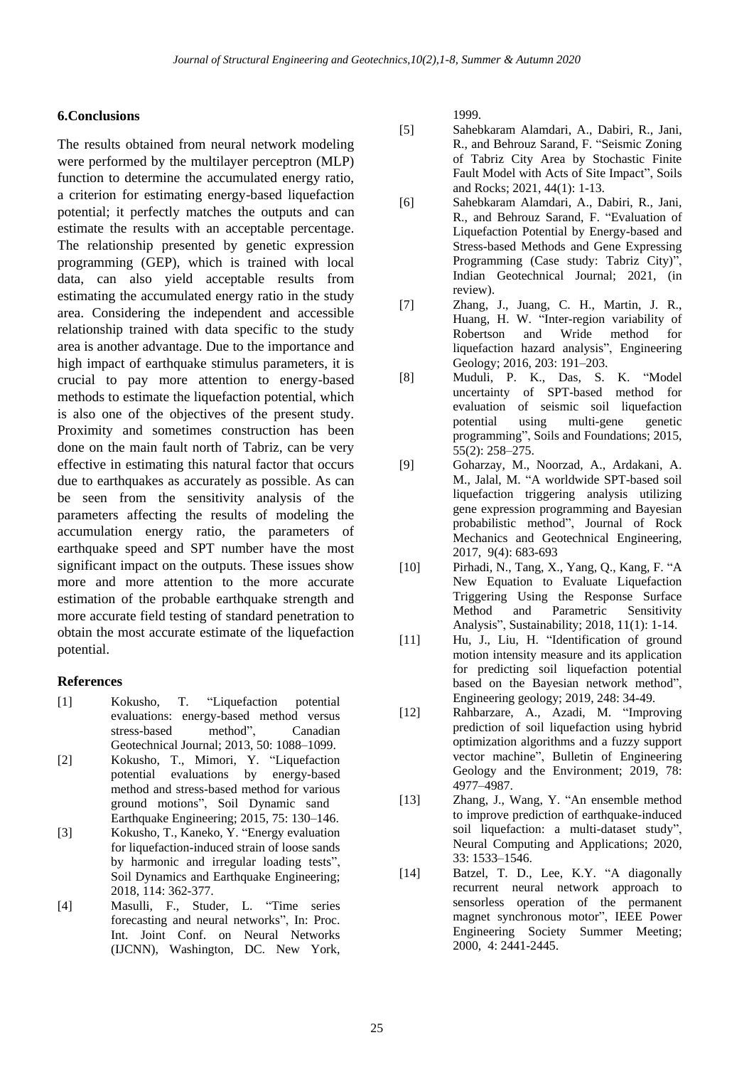## 6.Conclusions

The results obtained from neural network modeling were performed by the multilayer perceptron (MLP) function to determine the accumulated energy ratio, a criterion for estimating energy-based liquefaction potential; it perfectly matches the outputs and can estimate the results with an acceptable percentage. The relationship presented by genetic expression programming (GEP), which is trained with local data, can also yield acceptable results from estimating the accumulated energy ratio in the study area. Considering the independent and accessible relationship trained with data specific to the study area is another advantage. Due to the importance and high impact of earthquake stimulus parameters, it is crucial to pay more attention to energy-based methods to estimate the liquefaction potential, which is also one of the objectives of the present study. Proximity and sometimes construction has been done on the main fault north of Tabriz, can be very effective in estimating this natural factor that occurs due to earthquakes as accurately as possible. As can be seen from the sensitivity analysis of the parameters affecting the results of modeling the accumulation energy ratio, the parameters of earthquake speed and SPT number have the most significant impact on the outputs. These issues show more and more attention to the more accurate estimation of the probable earthquake strength and more accurate field testing of standard penetration to obtain the most accurate estimate of the liquefaction potential.

### References

[1] Kokusho, T. "Liquefaction potential evaluations: energy-based method versus stress-based method", Canadian Geotechnical Journal; 2013, 50: 1088–1099.

[2] Kokusho, T., Mimori, Y. "Liquefaction potential evaluations by energy-based method and stress-based method for various ground motions", Soil Dynamic sand Earthquake Engineering; 2015, 75: 130–146.

[3] Kokusho, T., Kaneko, Y. "Energy evaluation for liquefaction-induced strain of loose sands by harmonic and irregular loading tests", Soil Dynamics and Earthquake Engineering; 2018, 114: 362-377.

[4] Masulli, F., Studer, L. "Time series forecasting and neural networks", In: Proc. Int. Joint Conf. on Neural Networks (IJCNN), Washington, DC. New York, 1999.

[5] Sahebkaram Alamdari, A., Dabiri, R., Jani, R., and Behrouz Sarand, F. "Seismic Zoning of Tabriz City Area by Stochastic Finite Fault Model with Acts of Site Impact", Soils and Rocks; 2021, 44(1): 1-13.

[6] Sahebkaram Alamdari, A., Dabiri, R., Jani, R., and Behrouz Sarand, F. "Evaluation of Liquefaction Potential by Energy-based and Stress-based Methods and Gene Expressing Programming (Case study: Tabriz City)", Indian Geotechnical Journal; 2021, (in review).

[7] Zhang, J., Juang, C. H., Martin, J. R., Huang, H. W. "Inter-region variability of Robertson and Wride method for liquefaction hazard analysis", Engineering Geology; 2016, 203: 191–203.

[8] Muduli, P. K., Das, S. K. "Model uncertainty of SPT-based method for evaluation of seismic soil liquefaction potential using multi-gene genetic programming", Soils and Foundations; 2015, 55(2): 258–275.

[9] Goharzay, M., Noorzad, A., Ardakani, A. M., Jalal, M. "A worldwide SPT-based soil liquefaction triggering analysis utilizing gene expression programming and Bayesian probabilistic method", Journal of Rock Mechanics and Geotechnical Engineering, 2017, 9(4): 683-693

[10] Pirhadi, N., Tang, X., Yang, Q., Kang, F. "A New Equation to Evaluate Liquefaction Triggering Using the Response Surface Method and Parametric Sensitivity Analysis", Sustainability; 2018, 11(1): 1-14.

[11] Hu, J., Liu, H. "Identification of ground motion intensity measure and its application for predicting soil liquefaction potential based on the Bayesian network method", Engineering geology; 2019, 248: 34-49.

[12] Rahbarzare, A., Azadi, M. "Improving prediction of soil liquefaction using hybrid optimization algorithms and a fuzzy support vector machine", Bulletin of Engineering Geology and the Environment; 2019, 78: 4977–4987.

[13] Zhang, J., Wang, Y. "An ensemble method to improve prediction of earthquake-induced soil liquefaction: a multi-dataset study", Neural Computing and Applications; 2020, 33: 1533–1546.

[14] Batzel, T. D., Lee, K.Y. "A diagonally recurrent neural network approach to sensorless operation of the permanent magnet synchronous motor", IEEE Power Engineering Society Summer Meeting; 2000, 4: 2441-2445.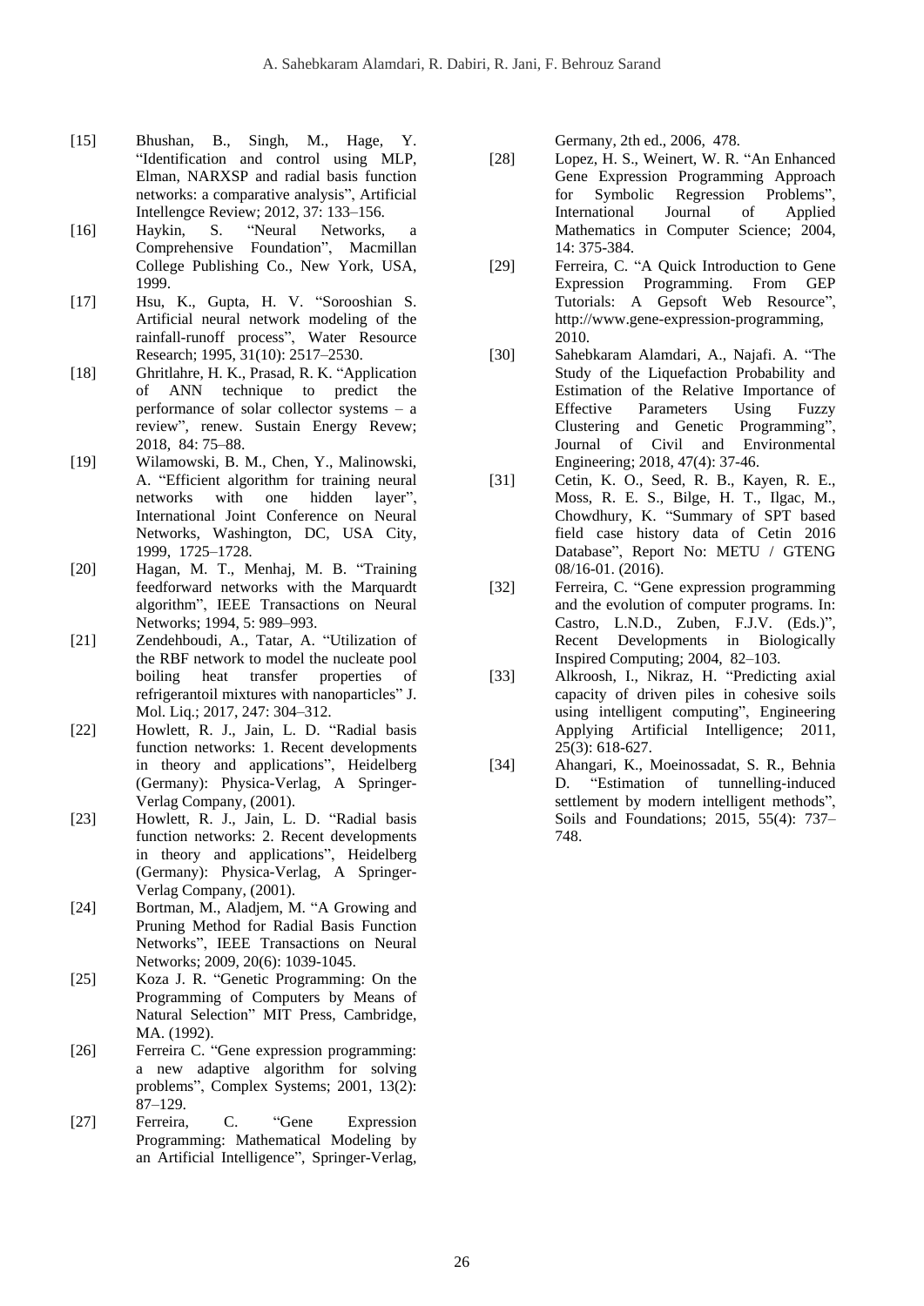[15] Bhushan, B., Singh, M., Hage, Y. “Identification and control using MLP, Elman, NARXSP and radial basis function networks: a comparative analysis”, Artificial Intellengce Review; 2012, 37: 133–156.

[16] Haykin, S. “Neural Networks, a Comprehensive Foundation”, Macmillan College Publishing Co., New York, USA, 1999.

[17] Hsu, K., Gupta, H. V. “Sorooshian S. Artificial neural network modeling of the rainfall-runoff process”, Water Resource Research; 1995, 31(10): 2517–2530.

[18] Ghritlahre, H. K., Prasad, R. K. “Application of ANN technique to predict the performance of solar collector systems – a review”, renew. Sustain Energy Revew; 2018, 84: 75–88.

[19] Wilamowski, B. M., Chen, Y., Malinowski, A. “Efficient algorithm for training neural networks with one hidden layer”, International Joint Conference on Neural Networks, Washington, DC, USA City, 1999, 1725–1728.

[20] Hagan, M. T., Menhaj, M. B. “Training feedforward networks with the Marquardt algorithm”, IEEE Transactions on Neural Networks; 1994, 5: 989–993.

[21] Zendehboudi, A., Tatar, A. “Utilization of the RBF network to model the nucleate pool boiling heat transfer properties of refrigerantoil mixtures with nanoparticles” J. Mol. Liq.; 2017, 247: 304–312.

[22] Howlett, R. J., Jain, L. D. “Radial basis function networks: 1. Recent developments in theory and applications”, Heidelberg (Germany): Physica-Verlag, A Springer-Verlag Company, (2001).

[23] Howlett, R. J., Jain, L. D. “Radial basis function networks: 2. Recent developments in theory and applications”, Heidelberg (Germany): Physica-Verlag, A Springer-Verlag Company, (2001).

[24] Bortman, M., Aladjem, M. “A Growing and Pruning Method for Radial Basis Function Networks”, IEEE Transactions on Neural Networks; 2009, 20(6): 1039-1045.

[25] Koza J. R. “Genetic Programming: On the Programming of Computers by Means of Natural Selection” MIT Press, Cambridge, MA. (1992).

[26] Ferreira C. “Gene expression programming: a new adaptive algorithm for solving problems”, Complex Systems; 2001, 13(2): 87–129.

[27] Ferreira, C. “Gene Expression Programming: Mathematical Modeling by an Artificial Intelligence”, Springer-Verlag, Germany, 2th ed., 2006, 478.

[28] Lopez, H. S., Weinert, W. R. “An Enhanced Gene Expression Programming Approach for Symbolic Regression Problems”, International Journal of Applied Mathematics in Computer Science; 2004, 14: 375-384.

[29] Ferreira, C. “A Quick Introduction to Gene Expression Programming. From GEP Tutorials: A Gepsoft Web Resource”, http://www.gene-expression-programming, 2010.

[30] Sahebkaram Alamdari, A., Najafi. A. “The Study of the Liquefaction Probability and Estimation of the Relative Importance of Effective Parameters Using Fuzzy Clustering and Genetic Programming”, Journal of Civil and Environmental Engineering; 2018, 47(4): 37-46.

[31] Cetin, K. O., Seed, R. B., Kayen, R. E., Moss, R. E. S., Bilge, H. T., Ilgac, M., Chowdhury, K. “Summary of SPT based field case history data of Cetin 2016 Database”, Report No: METU / GTENG 08/16-01. (2016).

[32] Ferreira, C. “Gene expression programming and the evolution of computer programs. In: Castro, L.N.D., Zuben, F.J.V. (Eds.)”, Recent Developments in Biologically Inspired Computing; 2004, 82–103.

[33] Alkroosh, I., Nikraz, H. “Predicting axial capacity of driven piles in cohesive soils using intelligent computing”, Engineering Applying Artificial Intelligence; 2011, 25(3): 618-627.

[34] Ahangari, K., Moeinossadat, S. R., Behnia D. “Estimation of tunnelling-induced settlement by modern intelligent methods”, Soils and Foundations; 2015, 55(4): 737–748.